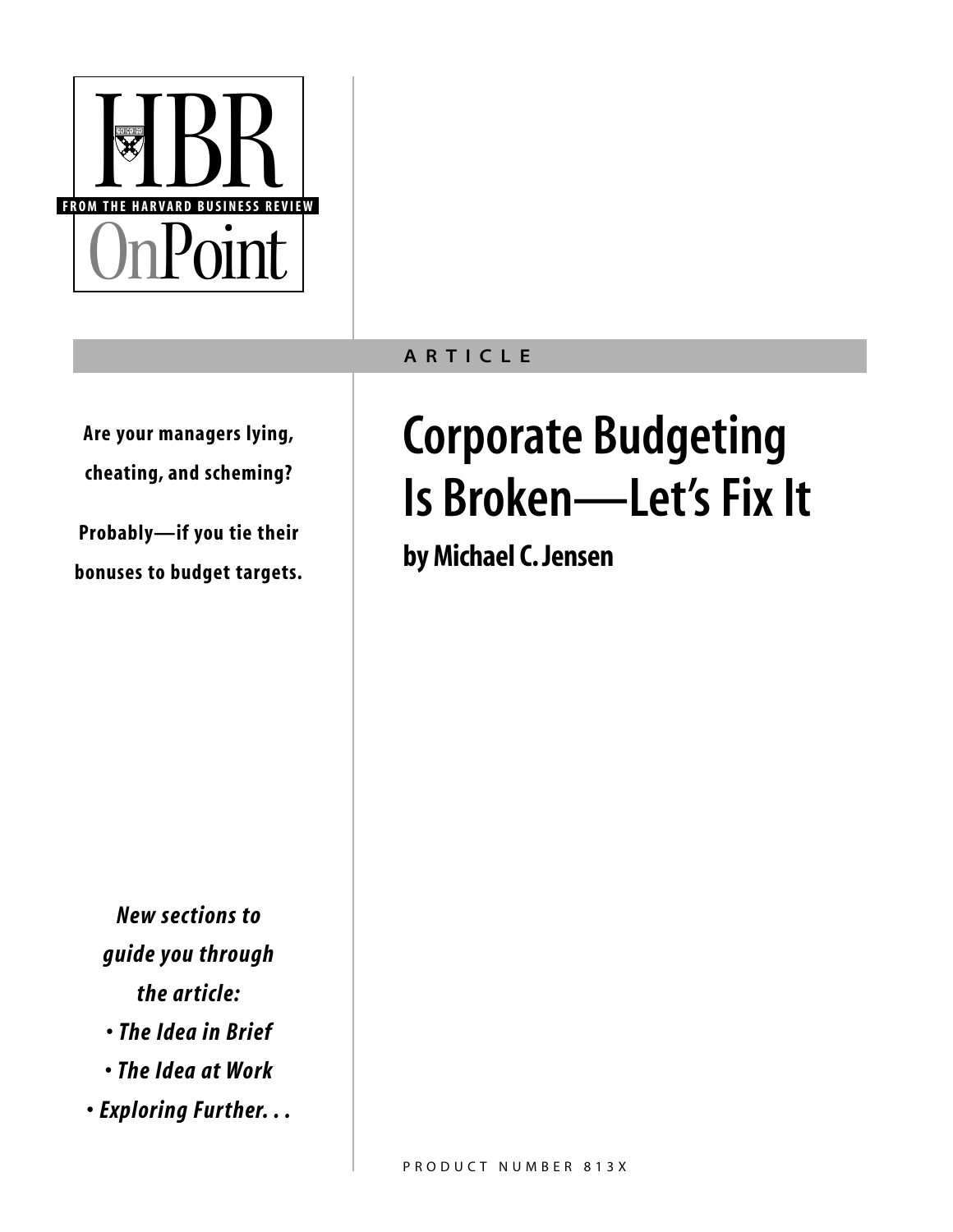HBR

FROM THE HARVARD BUSINESS REVIEW

OnPoint

ARTICLE

# Corporate Budgeting Is Broken—Let's Fix It

## by Michael C. Jensen

**Are your managers lying, cheating, and scheming?**

**Probably—if you tie their bonuses to budget targets.**

***New sections to guide you through the article:***

- ***The Idea in Brief***
- ***The Idea at Work***
- ***Exploring Further. . .***

PRODUCT NUMBER 813X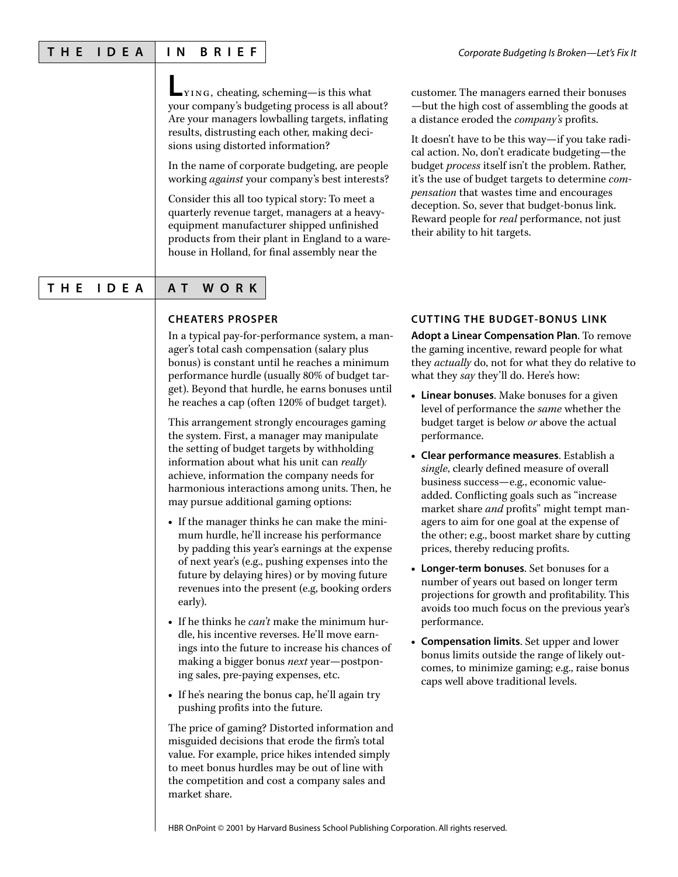## THE IDEA IN BRIEF

LYING, cheating, scheming—is this what your company's budgeting process is all about? Are your managers lowballing targets, inflating results, distrusting each other, making decisions using distorted information?

In the name of corporate budgeting, are people working *against* your company's best interests?

Consider this all too typical story: To meet a quarterly revenue target, managers at a heavy-equipment manufacturer shipped unfinished products from their plant in England to a warehouse in Holland, for final assembly near the customer. The managers earned their bonuses—but the high cost of assembling the goods at a distance eroded the *company's* profits.

It doesn't have to be this way—if you take radical action. No, don't eradicate budgeting—the budget *process* itself isn't the problem. Rather, it's the use of budget targets to determine *compensation* that wastes time and encourages deception. So, sever that budget-bonus link. Reward people for *real* performance, not just their ability to hit targets.

## THE IDEA AT WORK

### CHEATERS PROSPER

In a typical pay-for-performance system, a manager's total cash compensation (salary plus bonus) is constant until he reaches a minimum performance hurdle (usually 80% of budget target). Beyond that hurdle, he earns bonuses until he reaches a cap (often 120% of budget target).

This arrangement strongly encourages gaming the system. First, a manager may manipulate the setting of budget targets by withholding information about what his unit can *really* achieve, information the company needs for harmonious interactions among units. Then, he may pursue additional gaming options:

- If the manager thinks he can make the minimum hurdle, he'll increase his performance by padding this year's earnings at the expense of next year's (e.g., pushing expenses into the future by delaying hires) or by moving future revenues into the present (e.g, booking orders early).
- If he thinks he *can't* make the minimum hurdle, his incentive reverses. He'll move earnings into the future to increase his chances of making a bigger bonus *next* year—postponing sales, pre-paying expenses, etc.
- If he's nearing the bonus cap, he'll again try pushing profits into the future.

The price of gaming? Distorted information and misguided decisions that erode the firm's total value. For example, price hikes intended simply to meet bonus hurdles may be out of line with the competition and cost a company sales and market share.

### CUTTING THE BUDGET-BONUS LINK

**Adopt a Linear Compensation Plan**. To remove the gaming incentive, reward people for what they *actually* do, not for what they do relative to what they *say* they'll do. Here's how:

- **Linear bonuses**. Make bonuses for a given level of performance the *same* whether the budget target is below *or* above the actual performance.
- **Clear performance measures**. Establish a *single*, clearly defined measure of overall business success—e.g., economic value-added. Conflicting goals such as "increase market share *and* profits" might tempt managers to aim for one goal at the expense of the other; e.g., boost market share by cutting prices, thereby reducing profits.
- **Longer-term bonuses**. Set bonuses for a number of years out based on longer term projections for growth and profitability. This avoids too much focus on the previous year's performance.
- **Compensation limits**. Set upper and lower bonus limits outside the range of likely outcomes, to minimize gaming; e.g., raise bonus caps well above traditional levels.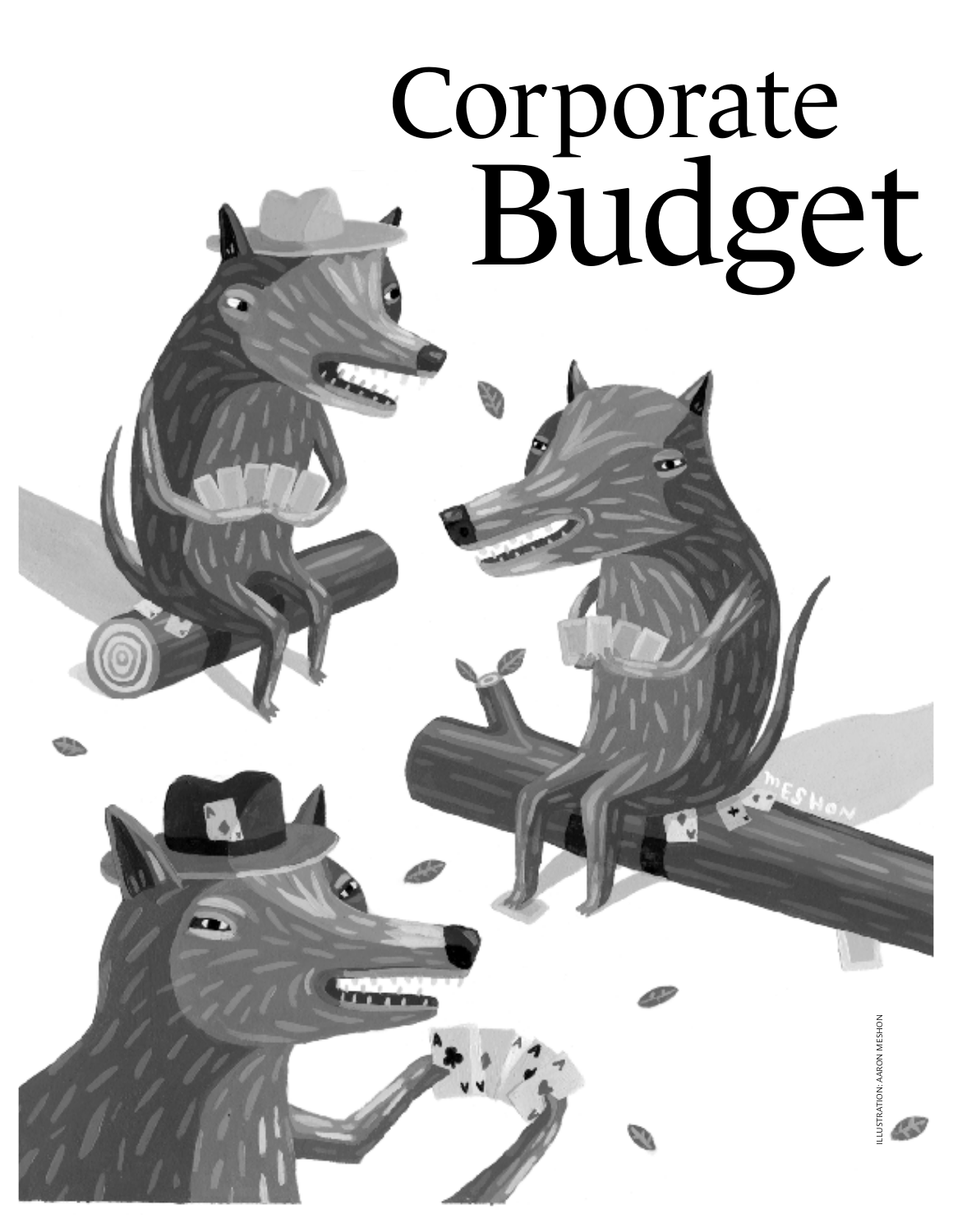# Corporate Budget

ILLUSTRATION: AARON MESHON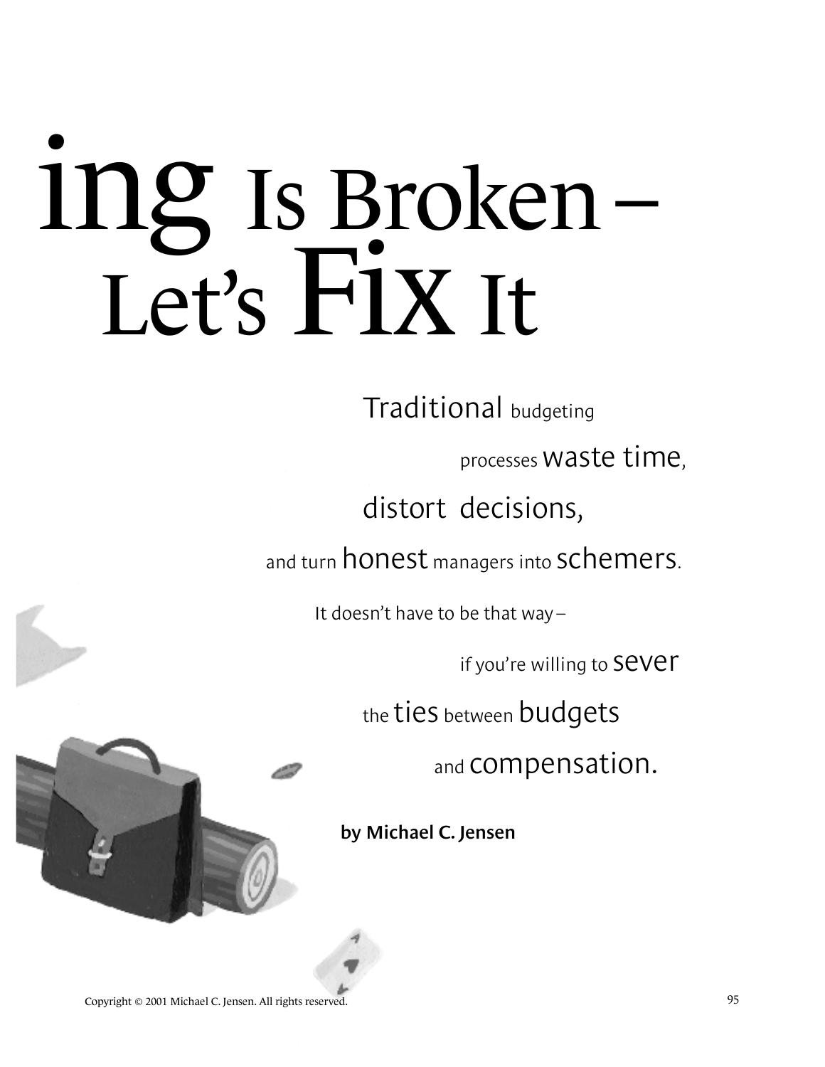# ing Is Broken – Let's Fix It

Traditional budgeting processes waste time, distort decisions, and turn honest managers into schemers. It doesn't have to be that way – if you're willing to sever the ties between budgets and compensation.

**by Michael C. Jensen**

Copyright © 2001 Michael C. Jensen. All rights reserved.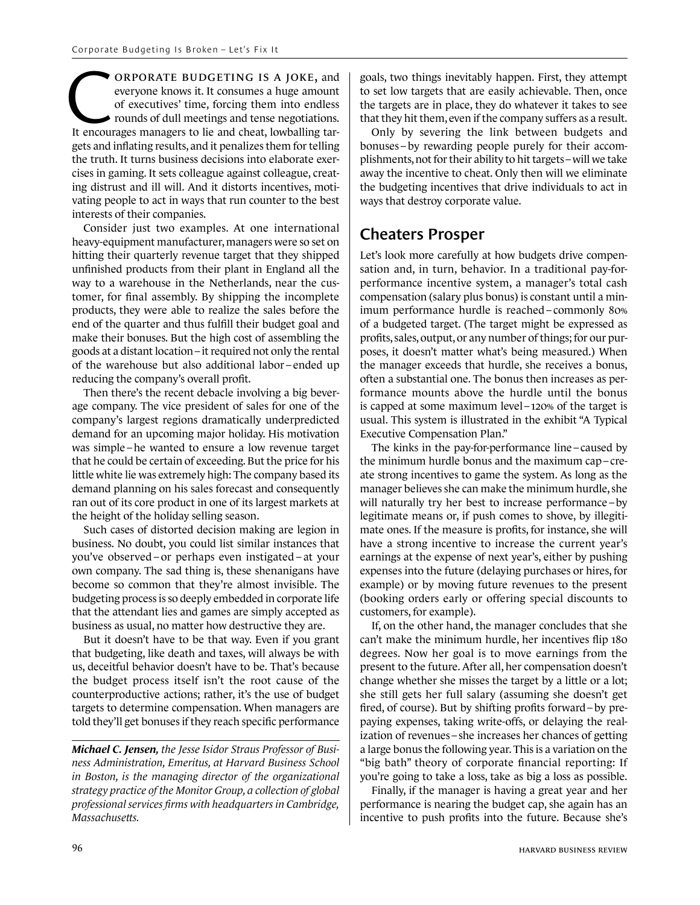CORPORATE BUDGETING IS A JOKE, and everyone knows it. It consumes a huge amount of executives' time, forcing them into endless rounds of dull meetings and tense negotiations. It encourages managers to lie and cheat, lowballing targets and inflating results, and it penalizes them for telling the truth. It turns business decisions into elaborate exercises in gaming. It sets colleague against colleague, creating distrust and ill will. And it distorts incentives, motivating people to act in ways that run counter to the best interests of their companies.

Consider just two examples. At one international heavy-equipment manufacturer, managers were so set on hitting their quarterly revenue target that they shipped unfinished products from their plant in England all the way to a warehouse in the Netherlands, near the customer, for final assembly. By shipping the incomplete products, they were able to realize the sales before the end of the quarter and thus fulfill their budget goal and make their bonuses. But the high cost of assembling the goods at a distant location – it required not only the rental of the warehouse but also additional labor – ended up reducing the company's overall profit.

Then there's the recent debacle involving a big beverage company. The vice president of sales for one of the company's largest regions dramatically underpredicted demand for an upcoming major holiday. His motivation was simple – he wanted to ensure a low revenue target that he could be certain of exceeding. But the price for his little white lie was extremely high: The company based its demand planning on his sales forecast and consequently ran out of its core product in one of its largest markets at the height of the holiday selling season.

Such cases of distorted decision making are legion in business. No doubt, you could list similar instances that you've observed – or perhaps even instigated – at your own company. The sad thing is, these shenanigans have become so common that they're almost invisible. The budgeting process is so deeply embedded in corporate life that the attendant lies and games are simply accepted as business as usual, no matter how destructive they are.

But it doesn't have to be that way. Even if you grant that budgeting, like death and taxes, will always be with us, deceitful behavior doesn't have to be. That's because the budget process itself isn't the root cause of the counterproductive actions; rather, it's the use of budget targets to determine compensation. When managers are told they'll get bonuses if they reach specific performance goals, two things inevitably happen. First, they attempt to set low targets that are easily achievable. Then, once the targets are in place, they do whatever it takes to see that they hit them, even if the company suffers as a result.

Only by severing the link between budgets and bonuses – by rewarding people purely for their accomplishments, not for their ability to hit targets – will we take away the incentive to cheat. Only then will we eliminate the budgeting incentives that drive individuals to act in ways that destroy corporate value.

*__Michael C. Jensen__, the Jesse Isidor Straus Professor of Business Administration, Emeritus, at Harvard Business School in Boston, is the managing director of the organizational strategy practice of the Monitor Group, a collection of global professional services firms with headquarters in Cambridge, Massachusetts.*

## Cheaters Prosper

Let's look more carefully at how budgets drive compensation and, in turn, behavior. In a traditional pay-for-performance incentive system, a manager's total cash compensation (salary plus bonus) is constant until a minimum performance hurdle is reached – commonly 80% of a budgeted target. (The target might be expressed as profits, sales, output, or any number of things; for our purposes, it doesn't matter what's being measured.) When the manager exceeds that hurdle, she receives a bonus, often a substantial one. The bonus then increases as performance mounts above the hurdle until the bonus is capped at some maximum level – 120% of the target is usual. This system is illustrated in the exhibit "A Typical Executive Compensation Plan."

The kinks in the pay-for-performance line – caused by the minimum hurdle bonus and the maximum cap – create strong incentives to game the system. As long as the manager believes she can make the minimum hurdle, she will naturally try her best to increase performance – by legitimate means or, if push comes to shove, by illegitimate ones. If the measure is profits, for instance, she will have a strong incentive to increase the current year's earnings at the expense of next year's, either by pushing expenses into the future (delaying purchases or hires, for example) or by moving future revenues to the present (booking orders early or offering special discounts to customers, for example).

If, on the other hand, the manager concludes that she can't make the minimum hurdle, her incentives flip 180 degrees. Now her goal is to move earnings from the present to the future. After all, her compensation doesn't change whether she misses the target by a little or a lot; she still gets her full salary (assuming she doesn't get fired, of course). But by shifting profits forward – by prepaying expenses, taking write-offs, or delaying the realization of revenues – she increases her chances of getting a large bonus the following year. This is a variation on the "big bath" theory of corporate financial reporting: If you're going to take a loss, take as big a loss as possible.

Finally, if the manager is having a great year and her performance is nearing the budget cap, she again has an incentive to push profits into the future. Because she's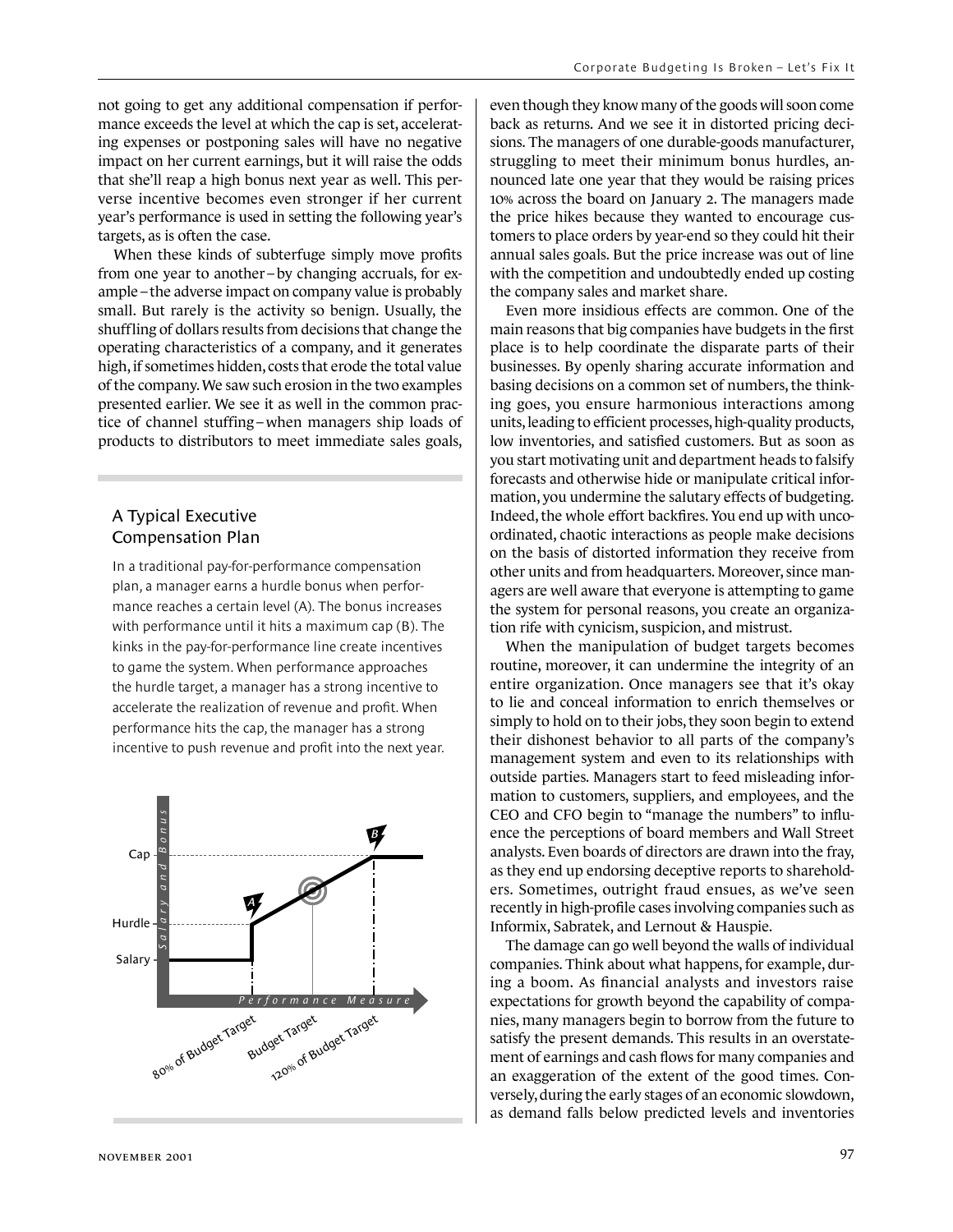not going to get any additional compensation if performance exceeds the level at which the cap is set, accelerating expenses or postponing sales will have no negative impact on her current earnings, but it will raise the odds that she'll reap a high bonus next year as well. This perverse incentive becomes even stronger if her current year's performance is used in setting the following year's targets, as is often the case.

When these kinds of subterfuge simply move profits from one year to another – by changing accruals, for example – the adverse impact on company value is probably small. But rarely is the activity so benign. Usually, the shuffling of dollars results from decisions that change the operating characteristics of a company, and it generates high, if sometimes hidden, costs that erode the total value of the company. We saw such erosion in the two examples presented earlier. We see it as well in the common practice of channel stuffing – when managers ship loads of products to distributors to meet immediate sales goals, even though they know many of the goods will soon come back as returns. And we see it in distorted pricing decisions. The managers of one durable-goods manufacturer, struggling to meet their minimum bonus hurdles, announced late one year that they would be raising prices 10% across the board on January 2. The managers made the price hikes because they wanted to encourage customers to place orders by year-end so they could hit their annual sales goals. But the price increase was out of line with the competition and undoubtedly ended up costing the company sales and market share.

Even more insidious effects are common. One of the main reasons that big companies have budgets in the first place is to help coordinate the disparate parts of their businesses. By openly sharing accurate information and basing decisions on a common set of numbers, the thinking goes, you ensure harmonious interactions among units, leading to efficient processes, high-quality products, low inventories, and satisfied customers. But as soon as you start motivating unit and department heads to falsify forecasts and otherwise hide or manipulate critical information, you undermine the salutary effects of budgeting. Indeed, the whole effort backfires. You end up with uncoordinated, chaotic interactions as people make decisions on the basis of distorted information they receive from other units and from headquarters. Moreover, since managers are well aware that everyone is attempting to game the system for personal reasons, you create an organization rife with cynicism, suspicion, and mistrust.

When the manipulation of budget targets becomes routine, moreover, it can undermine the integrity of an entire organization. Once managers see that it's okay to lie and conceal information to enrich themselves or simply to hold on to their jobs, they soon begin to extend their dishonest behavior to all parts of the company's management system and even to its relationships with outside parties. Managers start to feed misleading information to customers, suppliers, and employees, and the CEO and CFO begin to "manage the numbers" to influence the perceptions of board members and Wall Street analysts. Even boards of directors are drawn into the fray, as they end up endorsing deceptive reports to shareholders. Sometimes, outright fraud ensues, as we've seen recently in high-profile cases involving companies such as Informix, Sabratek, and Lernout & Hauspie.

The damage can go well beyond the walls of individual companies. Think about what happens, for example, during a boom. As financial analysts and investors raise expectations for growth beyond the capability of companies, many managers begin to borrow from the future to satisfy the present demands. This results in an overstatement of earnings and cash flows for many companies and an exaggeration of the extent of the good times. Conversely, during the early stages of an economic slowdown, as demand falls below predicted levels and inventories

## A Typical Executive Compensation Plan

In a traditional pay-for-performance compensation plan, a manager earns a hurdle bonus when performance reaches a certain level (A). The bonus increases with performance until it hits a maximum cap (B). The kinks in the pay-for-performance line create incentives to game the system. When performance approaches the hurdle target, a manager has a strong incentive to accelerate the realization of revenue and profit. When performance hits the cap, the manager has a strong incentive to push revenue and profit into the next year.

Salary and Bonus: Cap, Hurdle, Salary

Performance Measure: 80% of Budget Target, Budget Target, 120% of Budget Target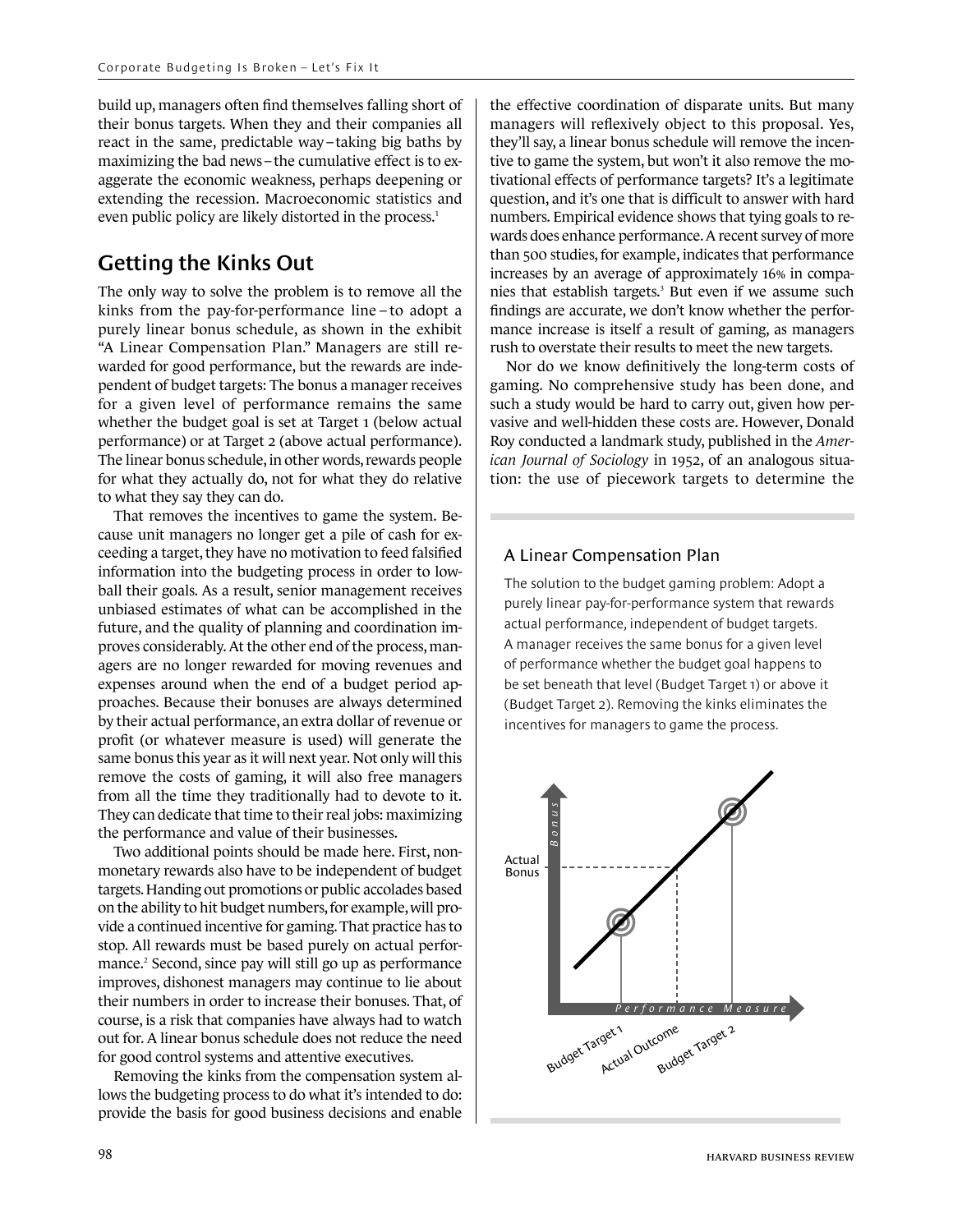build up, managers often find themselves falling short of their bonus targets. When they and their companies all react in the same, predictable way – taking big baths by maximizing the bad news – the cumulative effect is to exaggerate the economic weakness, perhaps deepening or extending the recession. Macroeconomic statistics and even public policy are likely distorted in the process.[1]

## Getting the Kinks Out

The only way to solve the problem is to remove all the kinks from the pay-for-performance line – to adopt a purely linear bonus schedule, as shown in the exhibit "A Linear Compensation Plan." Managers are still rewarded for good performance, but the rewards are independent of budget targets: The bonus a manager receives for a given level of performance remains the same whether the budget goal is set at Target 1 (below actual performance) or at Target 2 (above actual performance). The linear bonus schedule, in other words, rewards people for what they actually do, not for what they do relative to what they say they can do.

That removes the incentives to game the system. Because unit managers no longer get a pile of cash for exceeding a target, they have no motivation to feed falsified information into the budgeting process in order to lowball their goals. As a result, senior management receives unbiased estimates of what can be accomplished in the future, and the quality of planning and coordination improves considerably. At the other end of the process, managers are no longer rewarded for moving revenues and expenses around when the end of a budget period approaches. Because their bonuses are always determined by their actual performance, an extra dollar of revenue or profit (or whatever measure is used) will generate the same bonus this year as it will next year. Not only will this remove the costs of gaming, it will also free managers from all the time they traditionally had to devote to it. They can dedicate that time to their real jobs: maximizing the performance and value of their businesses.

Two additional points should be made here. First, nonmonetary rewards also have to be independent of budget targets. Handing out promotions or public accolades based on the ability to hit budget numbers, for example, will provide a continued incentive for gaming. That practice has to stop. All rewards must be based purely on actual performance.[2] Second, since pay will still go up as performance improves, dishonest managers may continue to lie about their numbers in order to increase their bonuses. That, of course, is a risk that companies have always had to watch out for. A linear bonus schedule does not reduce the need for good control systems and attentive executives.

Removing the kinks from the compensation system allows the budgeting process to do what it's intended to do: provide the basis for good business decisions and enable the effective coordination of disparate units. But many managers will reflexively object to this proposal. Yes, they'll say, a linear bonus schedule will remove the incentive to game the system, but won't it also remove the motivational effects of performance targets? It's a legitimate question, and it's one that is difficult to answer with hard numbers. Empirical evidence shows that tying goals to rewards does enhance performance. A recent survey of more than 500 studies, for example, indicates that performance increases by an average of approximately 16% in companies that establish targets.[3] But even if we assume such findings are accurate, we don't know whether the performance increase is itself a result of gaming, as managers rush to overstate their results to meet the new targets.

Nor do we know definitively the long-term costs of gaming. No comprehensive study has been done, and such a study would be hard to carry out, given how pervasive and well-hidden these costs are. However, Donald Roy conducted a landmark study, published in the *American Journal of Sociology* in 1952, of an analogous situation: the use of piecework targets to determine the

### A Linear Compensation Plan

The solution to the budget gaming problem: Adopt a purely linear pay-for-performance system that rewards actual performance, independent of budget targets. A manager receives the same bonus for a given level of performance whether the budget goal happens to be set beneath that level (Budget Target 1) or above it (Budget Target 2). Removing the kinks eliminates the incentives for managers to game the process.

Bonus
Actual Bonus
Performance Measure
Budget Target 1
Actual Outcome
Budget Target 2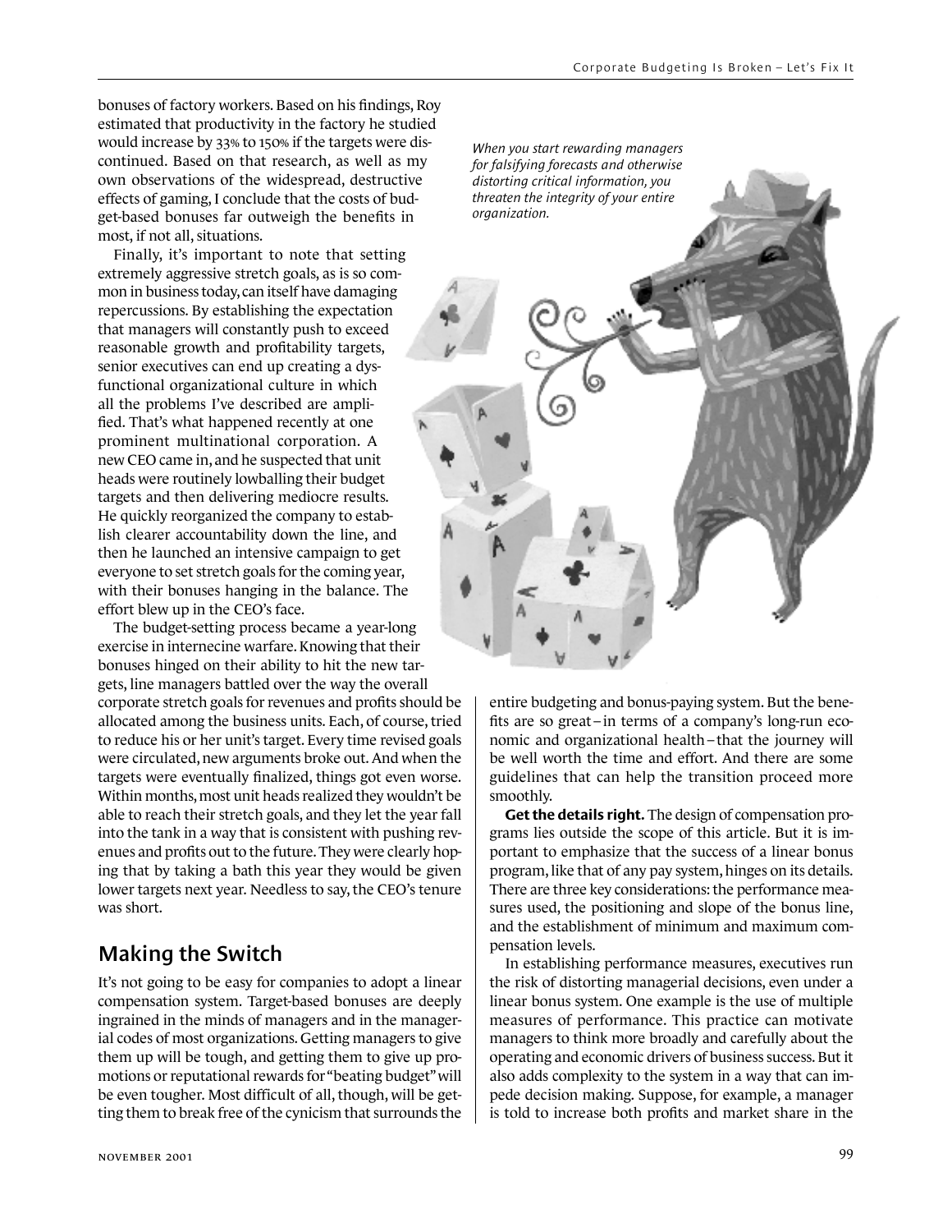bonuses of factory workers. Based on his findings, Roy estimated that productivity in the factory he studied would increase by 33% to 150% if the targets were discontinued. Based on that research, as well as my own observations of the widespread, destructive effects of gaming, I conclude that the costs of budget-based bonuses far outweigh the benefits in most, if not all, situations.

Finally, it's important to note that setting extremely aggressive stretch goals, as is so common in business today, can itself have damaging repercussions. By establishing the expectation that managers will constantly push to exceed reasonable growth and profitability targets, senior executives can end up creating a dysfunctional organizational culture in which all the problems I've described are amplified. That's what happened recently at one prominent multinational corporation. A new CEO came in, and he suspected that unit heads were routinely lowballing their budget targets and then delivering mediocre results. He quickly reorganized the company to establish clearer accountability down the line, and then he launched an intensive campaign to get everyone to set stretch goals for the coming year, with their bonuses hanging in the balance. The effort blew up in the CEO's face.

The budget-setting process became a year-long exercise in internecine warfare. Knowing that their bonuses hinged on their ability to hit the new targets, line managers battled over the way the overall corporate stretch goals for revenues and profits should be allocated among the business units. Each, of course, tried to reduce his or her unit's target. Every time revised goals were circulated, new arguments broke out. And when the targets were eventually finalized, things got even worse. Within months, most unit heads realized they wouldn't be able to reach their stretch goals, and they let the year fall into the tank in a way that is consistent with pushing revenues and profits out to the future. They were clearly hoping that by taking a bath this year they would be given lower targets next year. Needless to say, the CEO's tenure was short.

*When you start rewarding managers for falsifying forecasts and otherwise distorting critical information, you threaten the integrity of your entire organization.*

## Making the Switch

It's not going to be easy for companies to adopt a linear compensation system. Target-based bonuses are deeply ingrained in the minds of managers and in the managerial codes of most organizations. Getting managers to give them up will be tough, and getting them to give up promotions or reputational rewards for "beating budget" will be even tougher. Most difficult of all, though, will be getting them to break free of the cynicism that surrounds the entire budgeting and bonus-paying system. But the benefits are so great – in terms of a company's long-run economic and organizational health – that the journey will be well worth the time and effort. And there are some guidelines that can help the transition proceed more smoothly.

**Get the details right.** The design of compensation programs lies outside the scope of this article. But it is important to emphasize that the success of a linear bonus program, like that of any pay system, hinges on its details. There are three key considerations: the performance measures used, the positioning and slope of the bonus line, and the establishment of minimum and maximum compensation levels.

In establishing performance measures, executives run the risk of distorting managerial decisions, even under a linear bonus system. One example is the use of multiple measures of performance. This practice can motivate managers to think more broadly and carefully about the operating and economic drivers of business success. But it also adds complexity to the system in a way that can impede decision making. Suppose, for example, a manager is told to increase both profits and market share in the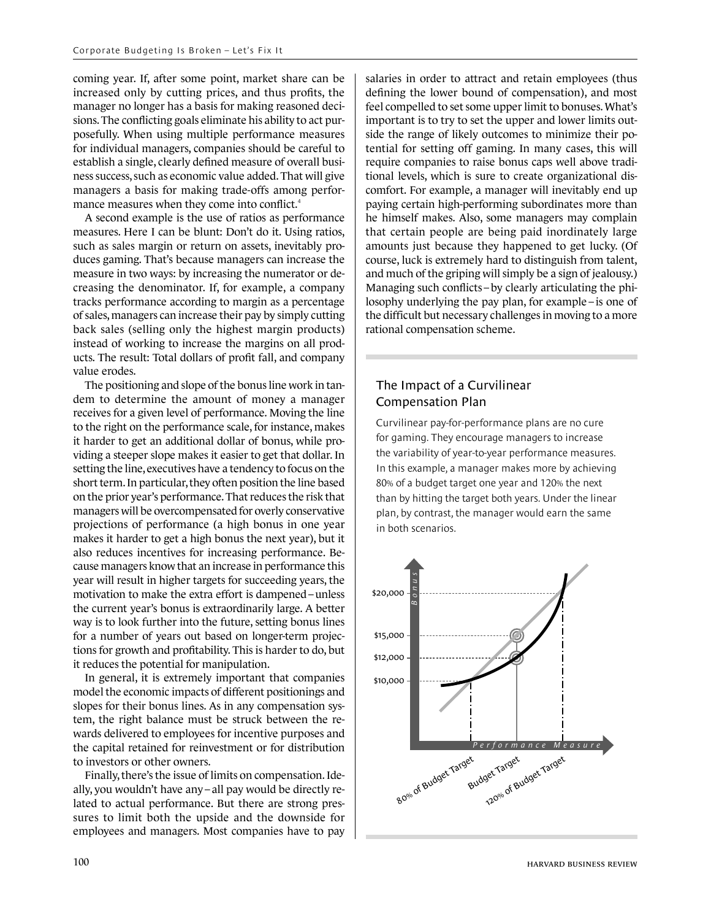coming year. If, after some point, market share can be increased only by cutting prices, and thus profits, the manager no longer has a basis for making reasoned decisions. The conflicting goals eliminate his ability to act purposefully. When using multiple performance measures for individual managers, companies should be careful to establish a single, clearly defined measure of overall business success, such as economic value added. That will give managers a basis for making trade-offs among performance measures when they come into conflict.[4]

A second example is the use of ratios as performance measures. Here I can be blunt: Don't do it. Using ratios, such as sales margin or return on assets, inevitably produces gaming. That's because managers can increase the measure in two ways: by increasing the numerator or decreasing the denominator. If, for example, a company tracks performance according to margin as a percentage of sales, managers can increase their pay by simply cutting back sales (selling only the highest margin products) instead of working to increase the margins on all products. The result: Total dollars of profit fall, and company value erodes.

The positioning and slope of the bonus line work in tandem to determine the amount of money a manager receives for a given level of performance. Moving the line to the right on the performance scale, for instance, makes it harder to get an additional dollar of bonus, while providing a steeper slope makes it easier to get that dollar. In setting the line, executives have a tendency to focus on the short term. In particular, they often position the line based on the prior year's performance. That reduces the risk that managers will be overcompensated for overly conservative projections of performance (a high bonus in one year makes it harder to get a high bonus the next year), but it also reduces incentives for increasing performance. Because managers know that an increase in performance this year will result in higher targets for succeeding years, the motivation to make the extra effort is dampened – unless the current year's bonus is extraordinarily large. A better way is to look further into the future, setting bonus lines for a number of years out based on longer-term projections for growth and profitability. This is harder to do, but it reduces the potential for manipulation.

In general, it is extremely important that companies model the economic impacts of different positionings and slopes for their bonus lines. As in any compensation system, the right balance must be struck between the rewards delivered to employees for incentive purposes and the capital retained for reinvestment or for distribution to investors or other owners.

Finally, there's the issue of limits on compensation. Ideally, you wouldn't have any – all pay would be directly related to actual performance. But there are strong pressures to limit both the upside and the downside for employees and managers. Most companies have to pay salaries in order to attract and retain employees (thus defining the lower bound of compensation), and most feel compelled to set some upper limit to bonuses. What's important is to try to set the upper and lower limits outside the range of likely outcomes to minimize their potential for setting off gaming. In many cases, this will require companies to raise bonus caps well above traditional levels, which is sure to create organizational discomfort. For example, a manager will inevitably end up paying certain high-performing subordinates more than he himself makes. Also, some managers may complain that certain people are being paid inordinately large amounts just because they happened to get lucky. (Of course, luck is extremely hard to distinguish from talent, and much of the griping will simply be a sign of jealousy.) Managing such conflicts – by clearly articulating the philosophy underlying the pay plan, for example – is one of the difficult but necessary challenges in moving to a more rational compensation scheme.

## The Impact of a Curvilinear Compensation Plan

Curvilinear pay-for-performance plans are no cure for gaming. They encourage managers to increase the variability of year-to-year performance measures. In this example, a manager makes more by achieving 80% of a budget target one year and 120% the next than by hitting the target both years. Under the linear plan, by contrast, the manager would earn the same in both scenarios.

Bonus

$20,000

$15,000

$12,000

$10,000

Performance Measure

80% of Budget Target

Budget Target

120% of Budget Target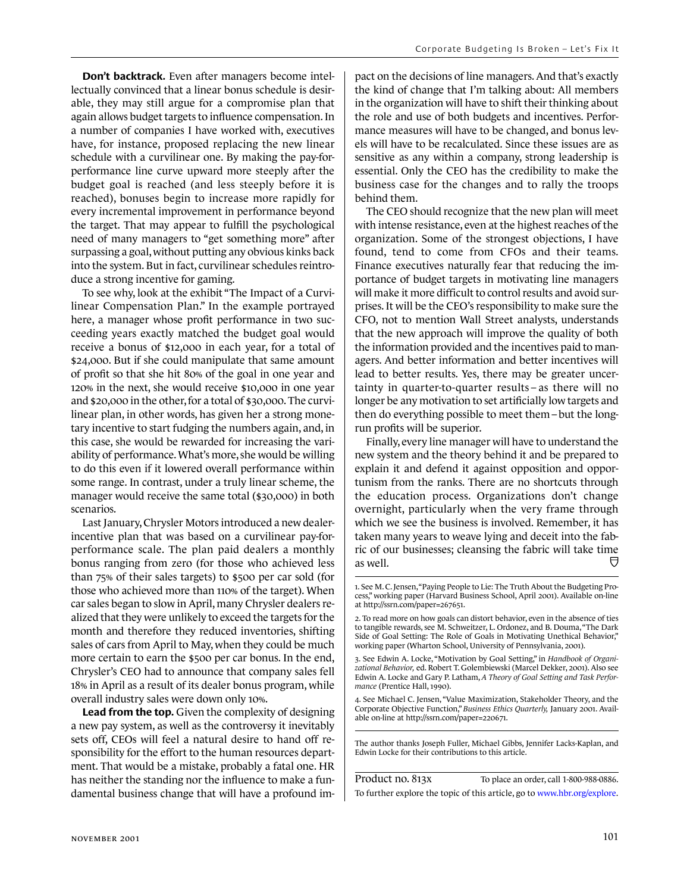**Don't backtrack.** Even after managers become intellectually convinced that a linear bonus schedule is desirable, they may still argue for a compromise plan that again allows budget targets to influence compensation. In a number of companies I have worked with, executives have, for instance, proposed replacing the new linear schedule with a curvilinear one. By making the pay-for-performance line curve upward more steeply after the budget goal is reached (and less steeply before it is reached), bonuses begin to increase more rapidly for every incremental improvement in performance beyond the target. That may appear to fulfill the psychological need of many managers to "get something more" after surpassing a goal, without putting any obvious kinks back into the system. But in fact, curvilinear schedules reintroduce a strong incentive for gaming.

To see why, look at the exhibit "The Impact of a Curvilinear Compensation Plan." In the example portrayed here, a manager whose profit performance in two succeeding years exactly matched the budget goal would receive a bonus of $12,000 in each year, for a total of $24,000. But if she could manipulate that same amount of profit so that she hit 80% of the goal in one year and 120% in the next, she would receive $10,000 in one year and $20,000 in the other, for a total of $30,000. The curvilinear plan, in other words, has given her a strong monetary incentive to start fudging the numbers again, and, in this case, she would be rewarded for increasing the variability of performance. What's more, she would be willing to do this even if it lowered overall performance within some range. In contrast, under a truly linear scheme, the manager would receive the same total ($30,000) in both scenarios.

Last January, Chrysler Motors introduced a new dealer-incentive plan that was based on a curvilinear pay-for-performance scale. The plan paid dealers a monthly bonus ranging from zero (for those who achieved less than 75% of their sales targets) to $500 per car sold (for those who achieved more than 110% of the target). When car sales began to slow in April, many Chrysler dealers realized that they were unlikely to exceed the targets for the month and therefore they reduced inventories, shifting sales of cars from April to May, when they could be much more certain to earn the $500 per car bonus. In the end, Chrysler's CEO had to announce that company sales fell 18% in April as a result of its dealer bonus program, while overall industry sales were down only 10%.

**Lead from the top.** Given the complexity of designing a new pay system, as well as the controversy it inevitably sets off, CEOs will feel a natural desire to hand off responsibility for the effort to the human resources department. That would be a mistake, probably a fatal one. HR has neither the standing nor the influence to make a fundamental business change that will have a profound impact on the decisions of line managers. And that's exactly the kind of change that I'm talking about: All members in the organization will have to shift their thinking about the role and use of both budgets and incentives. Performance measures will have to be changed, and bonus levels will have to be recalculated. Since these issues are as sensitive as any within a company, strong leadership is essential. Only the CEO has the credibility to make the business case for the changes and to rally the troops behind them.

The CEO should recognize that the new plan will meet with intense resistance, even at the highest reaches of the organization. Some of the strongest objections, I have found, tend to come from CFOs and their teams. Finance executives naturally fear that reducing the importance of budget targets in motivating line managers will make it more difficult to control results and avoid surprises. It will be the CEO's responsibility to make sure the CFO, not to mention Wall Street analysts, understands that the new approach will improve the quality of both the information provided and the incentives paid to managers. And better information and better incentives will lead to better results. Yes, there may be greater uncertainty in quarter-to-quarter results – as there will no longer be any motivation to set artificially low targets and then do everything possible to meet them – but the long-run profits will be superior.

Finally, every line manager will have to understand the new system and the theory behind it and be prepared to explain it and defend it against opposition and opportunism from the ranks. There are no shortcuts through the education process. Organizations don't change overnight, particularly when the very frame through which we see the business is involved. Remember, it has taken many years to weave lying and deceit into the fabric of our businesses; cleansing the fabric will take time as well.

1. See M. C. Jensen, "Paying People to Lie: The Truth About the Budgeting Process," working paper (Harvard Business School, April 2001). Available on-line at http://ssrn.com/paper=267651.

2. To read more on how goals can distort behavior, even in the absence of ties to tangible rewards, see M. Schweitzer, L. Ordonez, and B. Douma, "The Dark Side of Goal Setting: The Role of Goals in Motivating Unethical Behavior," working paper (Wharton School, University of Pennsylvania, 2001).

3. See Edwin A. Locke, "Motivation by Goal Setting," in *Handbook of Organizational Behavior,* ed. Robert T. Golembiewski (Marcel Dekker, 2001). Also see Edwin A. Locke and Gary P. Latham, *A Theory of Goal Setting and Task Performance* (Prentice Hall, 1990).

4. See Michael C. Jensen, "Value Maximization, Stakeholder Theory, and the Corporate Objective Function," *Business Ethics Quarterly,* January 2001. Available on-line at http://ssrn.com/paper=220671.

The author thanks Joseph Fuller, Michael Gibbs, Jennifer Lacks-Kaplan, and Edwin Locke for their contributions to this article.

Product no. 813X — To place an order, call 1-800-988-0886.

To further explore the topic of this article, go to www.hbr.org/explore.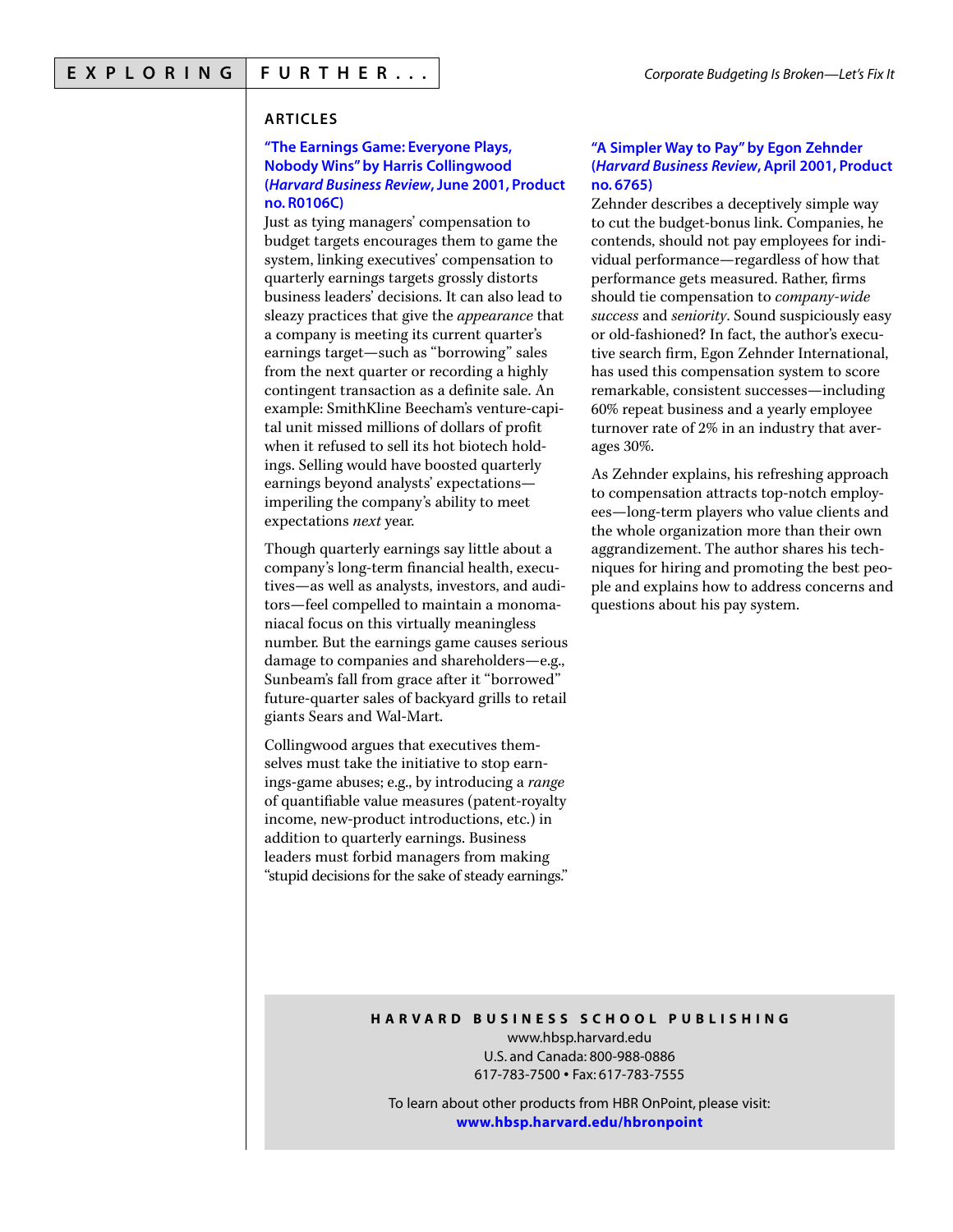# EXPLORING FURTHER...

## ARTICLES

**"The Earnings Game: Everyone Plays, Nobody Wins" by Harris Collingwood (*Harvard Business Review*, June 2001, Product no. R0106C)**

Just as tying managers' compensation to budget targets encourages them to game the system, linking executives' compensation to quarterly earnings targets grossly distorts business leaders' decisions. It can also lead to sleazy practices that give the *appearance* that a company is meeting its current quarter's earnings target—such as "borrowing" sales from the next quarter or recording a highly contingent transaction as a definite sale. An example: SmithKline Beecham's venture-capital unit missed millions of dollars of profit when it refused to sell its hot biotech holdings. Selling would have boosted quarterly earnings beyond analysts' expectations—imperiling the company's ability to meet expectations *next* year.

Though quarterly earnings say little about a company's long-term financial health, executives—as well as analysts, investors, and auditors—feel compelled to maintain a monomaniacal focus on this virtually meaningless number. But the earnings game causes serious damage to companies and shareholders—e.g., Sunbeam's fall from grace after it "borrowed" future-quarter sales of backyard grills to retail giants Sears and Wal-Mart.

Collingwood argues that executives themselves must take the initiative to stop earnings-game abuses; e.g., by introducing a *range* of quantifiable value measures (patent-royalty income, new-product introductions, etc.) in addition to quarterly earnings. Business leaders must forbid managers from making "stupid decisions for the sake of steady earnings."

**"A Simpler Way to Pay" by Egon Zehnder (*Harvard Business Review*, April 2001, Product no. 6765)**

Zehnder describes a deceptively simple way to cut the budget-bonus link. Companies, he contends, should not pay employees for individual performance—regardless of how that performance gets measured. Rather, firms should tie compensation to *company-wide success* and *seniority*. Sound suspiciously easy or old-fashioned? In fact, the author's executive search firm, Egon Zehnder International, has used this compensation system to score remarkable, consistent successes—including 60% repeat business and a yearly employee turnover rate of 2% in an industry that averages 30%.

As Zehnder explains, his refreshing approach to compensation attracts top-notch employees—long-term players who value clients and the whole organization more than their own aggrandizement. The author shares his techniques for hiring and promoting the best people and explains how to address concerns and questions about his pay system.

**HARVARD BUSINESS SCHOOL PUBLISHING**
www.hbsp.harvard.edu
U.S. and Canada: 800-988-0886
617-783-7500 • Fax: 617-783-7555

To learn about other products from HBR OnPoint, please visit:
**www.hbsp.harvard.edu/hbronpoint**